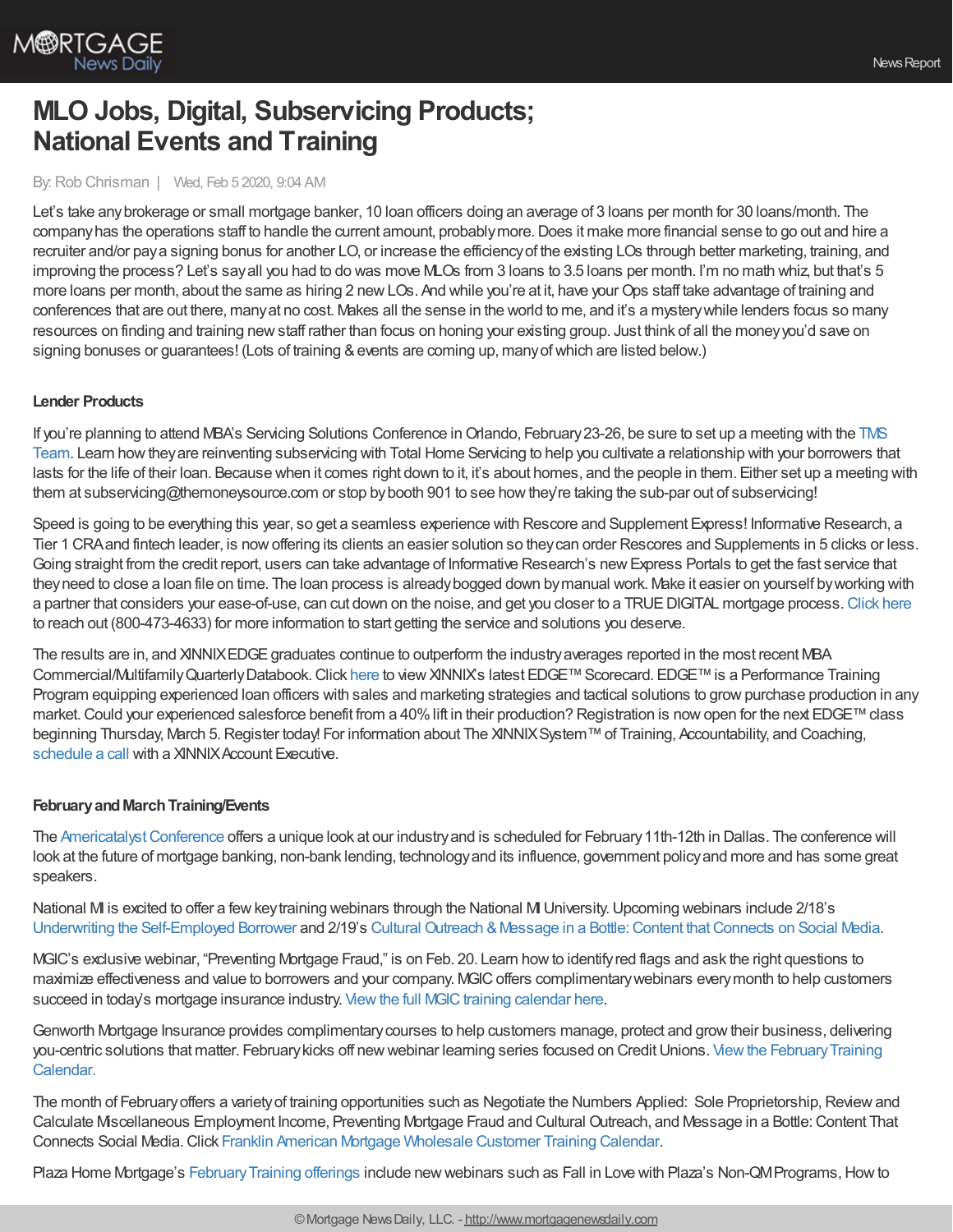# MLO Jobs, Digital, Subservicing Products; National Events and Training

By: Rob Chrisman | Wed, Feb 5 2020, 9:04 AM

Let's take any brokerage or small mortgage banker, 10 loan officers doing an average of 3 loans per month for 30 loans/month. The company has the operations staff to handle the current amount, probably more. Does it make more financial sense to go out and hire a recruiter and/or pay a signing bonus for another LO, or increase the efficiency of the existing LOs through better marketing, training, and improving the process? Let's say all you had to do was move MLOs from 3 loans to 3.5 loans per month. I'm no math whiz, but that's 5 more loans per month, about the same as hiring 2 new LOs. And while you're at it, have your Ops staff take advantage of training and conferences that are out there, many at no cost. Makes all the sense in the world to me, and it's a mystery while lenders focus so many resources on finding and training new staff rather than focus on honing your existing group. Just think of all the money you'd save on signing bonuses or guarantees! (Lots of training & events are coming up, many of which are listed below.)

### Lender Products

If you're planning to attend MBA's Servicing Solutions Conference in Orlando, February 23-26, be sure to set up a meeting with the TMS Team. Learn how they are reinventing subservicing with Total Home Servicing to help you cultivate a relationship with your borrowers that lasts for the life of their loan. Because when it comes right down to it, it's about homes, and the people in them. Either set up a meeting with them at subservicing@themoneysource.com or stop by booth 901 to see how they're taking the sub-par out of subservicing!

Speed is going to be everything this year, so get a seamless experience with Rescore and Supplement Express! Informative Research, a Tier 1 CRA and fintech leader, is now offering its clients an easier solution so they can order Rescores and Supplements in 5 clicks or less. Going straight from the credit report, users can take advantage of Informative Research's new Express Portals to get the fast service that they need to close a loan file on time. The loan process is already bogged down by manual work. Make it easier on yourself by working with a partner that considers your ease-of-use, can cut down on the noise, and get you closer to a TRUE DIGITAL mortgage process. Click here to reach out (800-473-4633) for more information to start getting the service and solutions you deserve.

The results are in, and XINNIX EDGE graduates continue to outperform the industry averages reported in the most recent MBA Commercial/Multifamily Quarterly Databook. Click here to view XINNIX's latest EDGE™ Scorecard. EDGE™ is a Performance Training Program equipping experienced loan officers with sales and marketing strategies and tactical solutions to grow purchase production in any market. Could your experienced salesforce benefit from a 40% lift in their production? Registration is now open for the next EDGE™ class beginning Thursday, March 5. Register today! For information about The XINNIX System™ of Training, Accountability, and Coaching, schedule a call with a XINNIX Account Executive.

### February and March Training/Events

The Americatalyst Conference offers a unique look at our industry and is scheduled for February 11th-12th in Dallas. The conference will look at the future of mortgage banking, non-bank lending, technology and its influence, government policy and more and has some great speakers.

National MI is excited to offer a few key training webinars through the National MI University. Upcoming webinars include 2/18's Underwriting the Self-Employed Borrower and 2/19's Cultural Outreach & Message in a Bottle: Content that Connects on Social Media.

MGIC's exclusive webinar, "Preventing Mortgage Fraud," is on Feb. 20. Learn how to identify red flags and ask the right questions to maximize effectiveness and value to borrowers and your company. MGIC offers complimentary webinars every month to help customers succeed in today's mortgage insurance industry. View the full MGIC training calendar here.

Genworth Mortgage Insurance provides complimentary courses to help customers manage, protect and grow their business, delivering you-centric solutions that matter. February kicks off new webinar learning series focused on Credit Unions. View the February Training Calendar.

The month of February offers a variety of training opportunities such as Negotiate the Numbers Applied: Sole Proprietorship, Review and Calculate Miscellaneous Employment Income, Preventing Mortgage Fraud and Cultural Outreach, and Message in a Bottle: Content That Connects Social Media. Click Franklin American Mortgage Wholesale Customer Training Calendar.

Plaza Home Mortgage's February Training offerings include new webinars such as Fall in Love with Plaza's Non-QM Programs, How to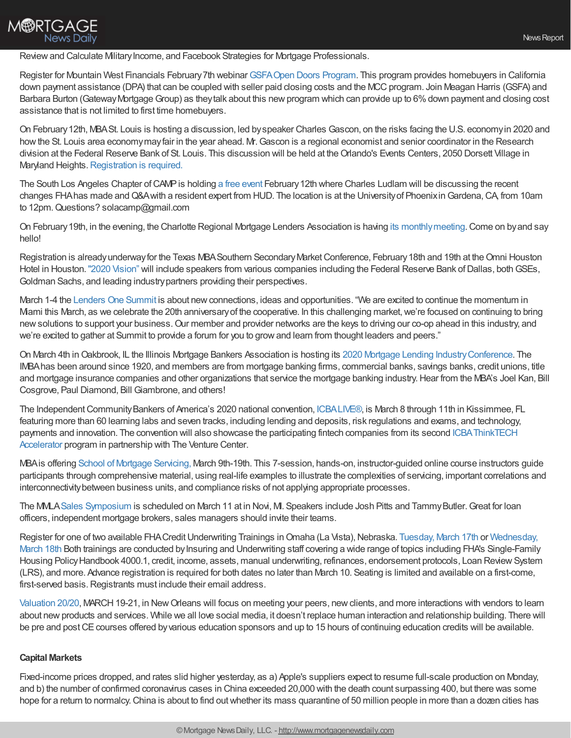Review and Calculate Military Income, and Facebook Strategies for Mortgage Professionals.

Register for Mountain West Financials February 7th webinar GSFA Open Doors Program. This program provides homebuyers in California down payment assistance (DPA) that can be coupled with seller paid closing costs and the MCC program. Join Meagan Harris (GSFA) and Barbara Burton (Gateway Mortgage Group) as they talk about this new program which can provide up to 6% down payment and closing cost assistance that is not limited to first time homebuyers.

On February 12th, MBA St. Louis is hosting a discussion, led by speaker Charles Gascon, on the risks facing the U.S. economy in 2020 and how the St. Louis area economy may fair in the year ahead. Mr. Gascon is a regional economist and senior coordinator in the Research division at the Federal Reserve Bank of St. Louis. This discussion will be held at the Orlando's Events Centers, 2050 Dorsett Village in Maryland Heights. Registration is required.

The South Los Angeles Chapter of CAMP is holding a free event February 12th where Charles Ludlam will be discussing the recent changes FHA has made and Q&A with a resident expert from HUD. The location is at the University of Phoenix in Gardena, CA, from 10am to 12pm. Questions? solacamp@gmail.com

On February 19th, in the evening, the Charlotte Regional Mortgage Lenders Association is having its monthly meeting. Come on by and say hello!

Registration is already underway for the Texas MBA Southern Secondary Market Conference, February 18th and 19th at the Omni Houston Hotel in Houston. "2020 Vision" will include speakers from various companies including the Federal Reserve Bank of Dallas, both GSEs, Goldman Sachs, and leading industry partners providing their perspectives.

March 1-4 the Lenders One Summit is about new connections, ideas and opportunities. "We are excited to continue the momentum in Miami this March, as we celebrate the 20th anniversary of the cooperative. In this challenging market, we're focused on continuing to bring new solutions to support your business. Our member and provider networks are the keys to driving our co-op ahead in this industry, and we're excited to gather at Summit to provide a forum for you to grow and learn from thought leaders and peers."

On March 4th in Oakbrook, IL the Illinois Mortgage Bankers Association is hosting its 2020 Mortgage Lending Industry Conference. The IMBA has been around since 1920, and members are from mortgage banking firms, commercial banks, savings banks, credit unions, title and mortgage insurance companies and other organizations that service the mortgage banking industry. Hear from the MBA's Joel Kan, Bill Cosgrove, Paul Diamond, Bill Giambrone, and others!

The Independent Community Bankers of America's 2020 national convention, ICBA LIVE®, is March 8 through 11th in Kissimmee, FL featuring more than 60 learning labs and seven tracks, including lending and deposits, risk regulations and exams, and technology, payments and innovation. The convention will also showcase the participating fintech companies from its second ICBA ThinkTECH Accelerator program in partnership with The Venture Center.

MBA is offering School of Mortgage Servicing, March 9th-19th. This 7-session, hands-on, instructor-guided online course instructors guide participants through comprehensive material, using real-life examples to illustrate the complexities of servicing, important correlations and interconnectivity between business units, and compliance risks of not applying appropriate processes.

The MMLA Sales Symposium is scheduled on March 11 at in Novi, MI. Speakers include Josh Pitts and Tammy Butler. Great for loan officers, independent mortgage brokers, sales managers should invite their teams.

Register for one of two available FHA Credit Underwriting Trainings in Omaha (La Vista), Nebraska. Tuesday, March 17th or Wednesday, March 18th Both trainings are conducted by Insuring and Underwriting staff covering a wide range of topics including FHA's Single-Family Housing Policy Handbook 4000.1, credit, income, assets, manual underwriting, refinances, endorsement protocols, Loan Review System (LRS), and more. Advance registration is required for both dates no later than March 10. Seating is limited and available on a first-come, first-served basis. Registrants must include their email address.

Valuation 20/20, MARCH 19-21, in New Orleans will focus on meeting your peers, new clients, and more interactions with vendors to learn about new products and services. While we all love social media, it doesn't replace human interaction and relationship building. There will be pre and post CE courses offered by various education sponsors and up to 15 hours of continuing education credits will be available.

**Capital Markets**

Fixed-income prices dropped, and rates slid higher yesterday, as a) Apple's suppliers expect to resume full-scale production on Monday, and b) the number of confirmed coronavirus cases in China exceeded 20,000 with the death count surpassing 400, but there was some hope for a return to normalcy. China is about to find out whether its mass quarantine of 50 million people in more than a dozen cities has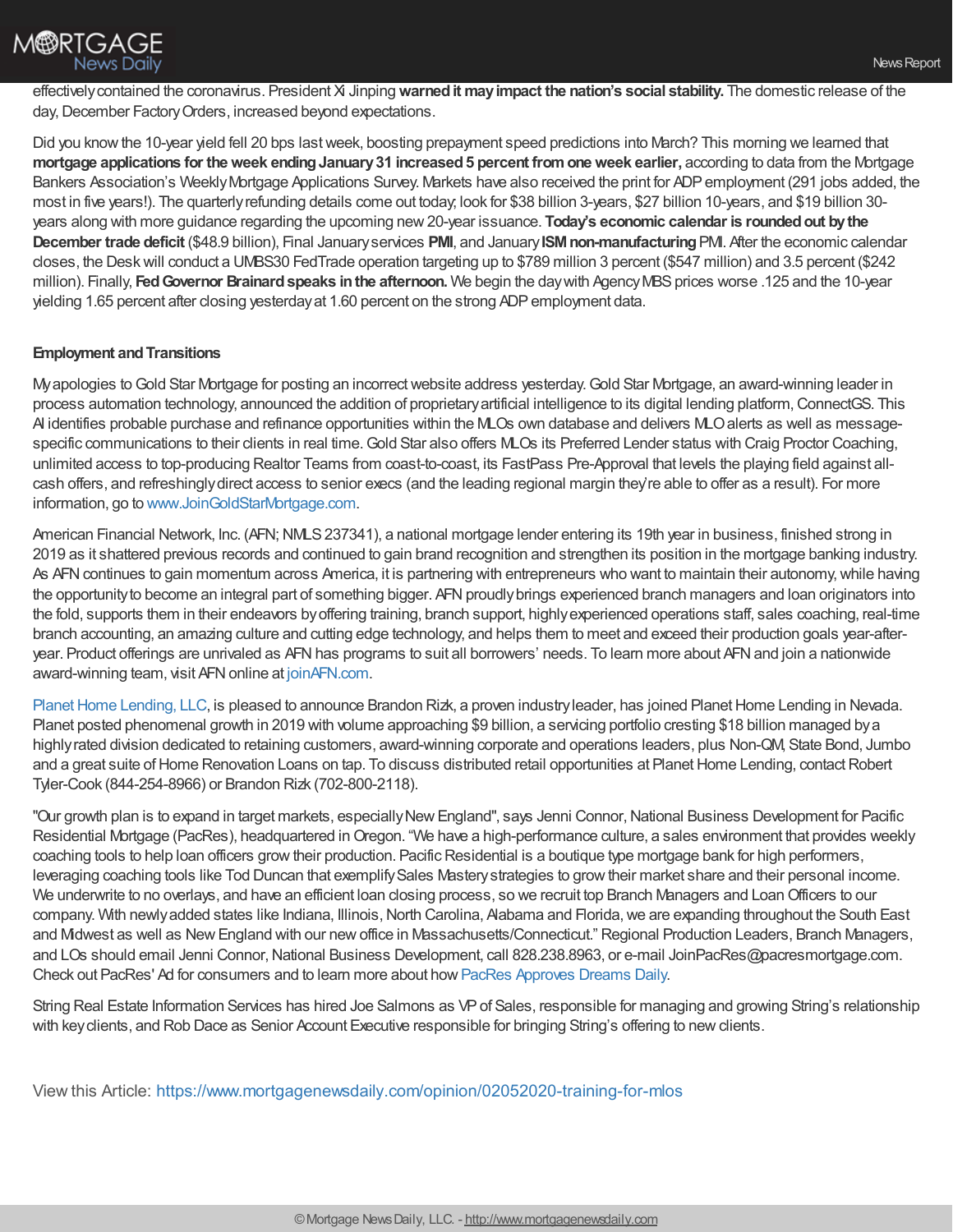effectively contained the coronavirus. President Xi Jinping **warned it may impact the nation's social stability.** The domestic release of the day, December Factory Orders, increased beyond expectations.

Did you know the 10-year yield fell 20 bps last week, boosting prepayment speed predictions into March? This morning we learned that **mortgage applications for the week ending January 31 increased 5 percent from one week earlier,** according to data from the Mortgage Bankers Association's Weekly Mortgage Applications Survey. Markets have also received the print for ADP employment (291 jobs added, the most in five years!). The quarterly refunding details come out today; look for $38 billion 3-years, $27 billion 10-years, and $19 billion 30-years along with more guidance regarding the upcoming new 20-year issuance. **Today's economic calendar is rounded out by the December trade deficit** ($48.9 billion), Final January services **PMI**, and January **ISM non-manufacturing** PMI. After the economic calendar closes, the Desk will conduct a UMBS30 FedTrade operation targeting up to $789 million 3 percent ($547 million) and 3.5 percent ($242 million). Finally, **Fed Governor Brainard speaks in the afternoon.** We begin the day with Agency MBS prices worse .125 and the 10-year yielding 1.65 percent after closing yesterday at 1.60 percent on the strong ADP employment data.

**Employment and Transitions**

My apologies to Gold Star Mortgage for posting an incorrect website address yesterday. Gold Star Mortgage, an award-winning leader in process automation technology, announced the addition of proprietary artificial intelligence to its digital lending platform, ConnectGS. This AI identifies probable purchase and refinance opportunities within the MLOs own database and delivers MLO alerts as well as message-specific communications to their clients in real time. Gold Star also offers MLOs its Preferred Lender status with Craig Proctor Coaching, unlimited access to top-producing Realtor Teams from coast-to-coast, its FastPass Pre-Approval that levels the playing field against all-cash offers, and refreshingly direct access to senior execs (and the leading regional margin they're able to offer as a result). For more information, go to www.JoinGoldStarMortgage.com.

American Financial Network, Inc. (AFN; NMLS 237341), a national mortgage lender entering its 19th year in business, finished strong in 2019 as it shattered previous records and continued to gain brand recognition and strengthen its position in the mortgage banking industry. As AFN continues to gain momentum across America, it is partnering with entrepreneurs who want to maintain their autonomy, while having the opportunity to become an integral part of something bigger. AFN proudly brings experienced branch managers and loan originators into the fold, supports them in their endeavors by offering training, branch support, highly experienced operations staff, sales coaching, real-time branch accounting, an amazing culture and cutting edge technology, and helps them to meet and exceed their production goals year-after-year. Product offerings are unrivaled as AFN has programs to suit all borrowers' needs. To learn more about AFN and join a nationwide award-winning team, visit AFN online at joinAFN.com.

Planet Home Lending, LLC, is pleased to announce Brandon Rizk, a proven industry leader, has joined Planet Home Lending in Nevada. Planet posted phenomenal growth in 2019 with volume approaching $9 billion, a servicing portfolio cresting $18 billion managed by a highly rated division dedicated to retaining customers, award-winning corporate and operations leaders, plus Non-QM, State Bond, Jumbo and a great suite of Home Renovation Loans on tap. To discuss distributed retail opportunities at Planet Home Lending, contact Robert Tyler-Cook (844-254-8966) or Brandon Rizk (702-800-2118).

"Our growth plan is to expand in target markets, especially New England", says Jenni Connor, National Business Development for Pacific Residential Mortgage (PacRes), headquartered in Oregon. "We have a high-performance culture, a sales environment that provides weekly coaching tools to help loan officers grow their production. Pacific Residential is a boutique type mortgage bank for high performers, leveraging coaching tools like Tod Duncan that exemplify Sales Mastery strategies to grow their market share and their personal income. We underwrite to no overlays, and have an efficient loan closing process, so we recruit top Branch Managers and Loan Officers to our company. With newly added states like Indiana, Illinois, North Carolina, Alabama and Florida, we are expanding throughout the South East and Midwest as well as New England with our new office in Massachusetts/Connecticut." Regional Production Leaders, Branch Managers, and LOs should email Jenni Connor, National Business Development, call 828.238.8963, or e-mail JoinPacRes@pacresmortgage.com. Check out PacRes' Ad for consumers and to learn more about how PacRes Approves Dreams Daily.

String Real Estate Information Services has hired Joe Salmons as VP of Sales, responsible for managing and growing String's relationship with key clients, and Rob Dace as Senior Account Executive responsible for bringing String's offering to new clients.

View this Article: https://www.mortgagenewsdaily.com/opinion/02052020-training-for-mlos